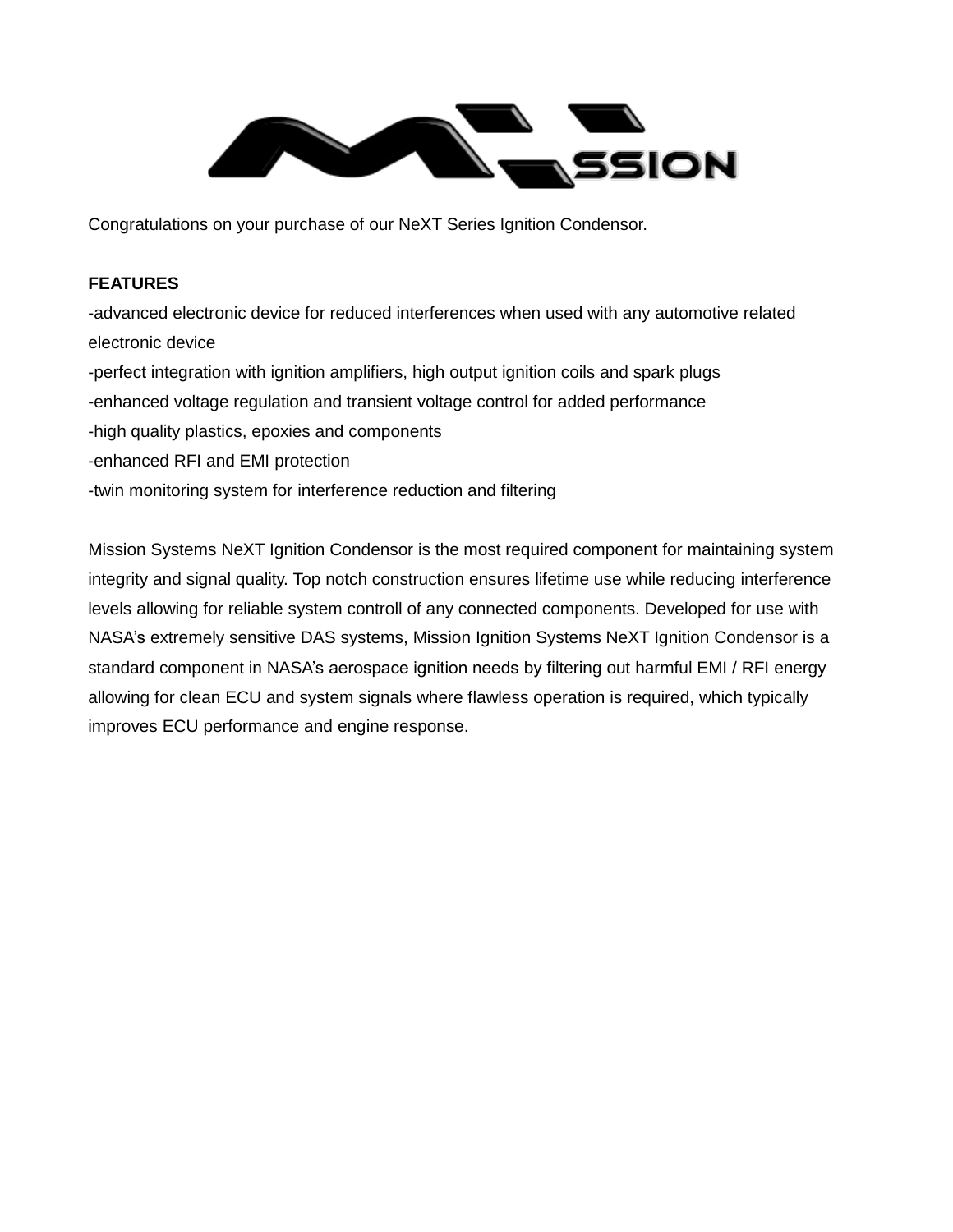Congratulations on your purchase of our NeXT Series Ignition Condensor.

**FEATURES**

-advanced electronic device for reduced interferences when used with any automotive related electronic device
-perfect integration with ignition amplifiers, high output ignition coils and spark plugs
-enhanced voltage regulation and transient voltage control for added performance
-high quality plastics, epoxies and components
-enhanced RFI and EMI protection
-twin monitoring system for interference reduction and filtering

Mission Systems NeXT Ignition Condensor is the most required component for maintaining system integrity and signal quality. Top notch construction ensures lifetime use while reducing interference levels allowing for reliable system controll of any connected components. Developed for use with NASA's extremely sensitive DAS systems, Mission Ignition Systems NeXT Ignition Condensor is a standard component in NASA's aerospace ignition needs by filtering out harmful EMI / RFI energy allowing for clean ECU and system signals where flawless operation is required, which typically improves ECU performance and engine response.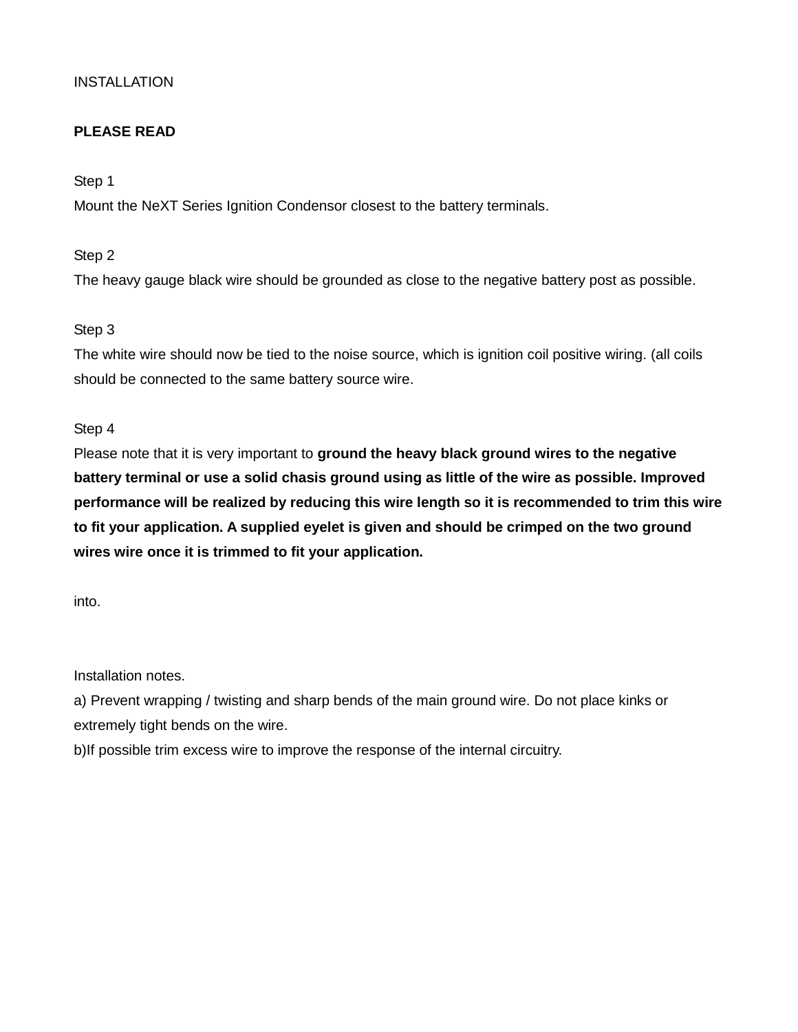INSTALLATION

**PLEASE READ**

Step 1
Mount the NeXT Series Ignition Condensor closest to the battery terminals.

Step 2
The heavy gauge black wire should be grounded as close to the negative battery post as possible.

Step 3
The white wire should now be tied to the noise source, which is ignition coil positive wiring. (all coils should be connected to the same battery source wire.

Step 4
Please note that it is very important to **ground the heavy black ground wires to the negative battery terminal or use a solid chasis ground using as little of the wire as possible. Improved performance will be realized by reducing this wire length so it is recommended to trim this wire to fit your application. A supplied eyelet is given and should be crimped on the two ground wires wire once it is trimmed to fit your application.**

into.

Installation notes.
a) Prevent wrapping / twisting and sharp bends of the main ground wire. Do not place kinks or extremely tight bends on the wire.
b)If possible trim excess wire to improve the response of the internal circuitry.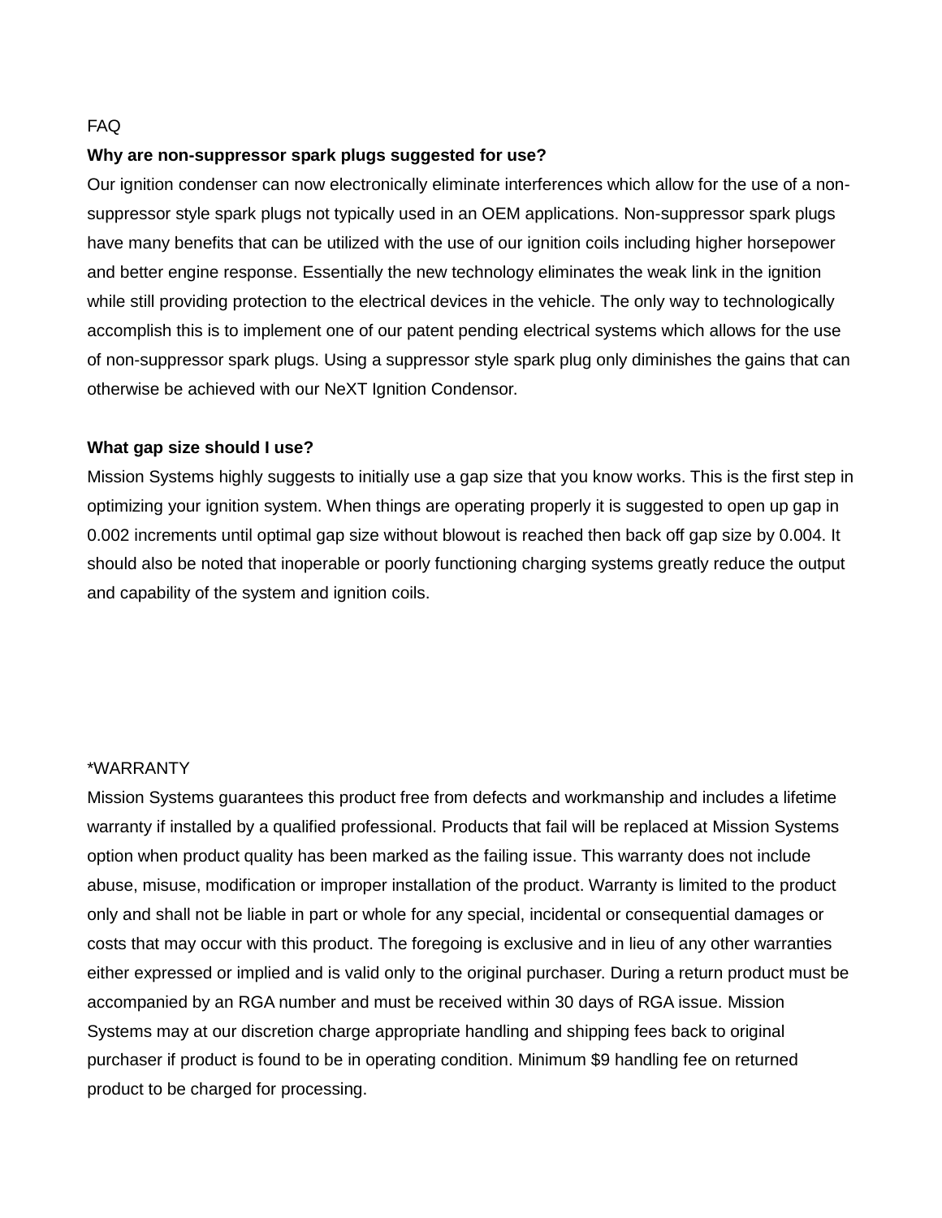FAQ

**Why are non-suppressor spark plugs suggested for use?**

Our ignition condenser can now electronically eliminate interferences which allow for the use of a non-suppressor style spark plugs not typically used in an OEM applications. Non-suppressor spark plugs have many benefits that can be utilized with the use of our ignition coils including higher horsepower and better engine response. Essentially the new technology eliminates the weak link in the ignition while still providing protection to the electrical devices in the vehicle. The only way to technologically accomplish this is to implement one of our patent pending electrical systems which allows for the use of non-suppressor spark plugs. Using a suppressor style spark plug only diminishes the gains that can otherwise be achieved with our NeXT Ignition Condensor.

**What gap size should I use?**

Mission Systems highly suggests to initially use a gap size that you know works. This is the first step in optimizing your ignition system. When things are operating properly it is suggested to open up gap in 0.002 increments until optimal gap size without blowout is reached then back off gap size by 0.004. It should also be noted that inoperable or poorly functioning charging systems greatly reduce the output and capability of the system and ignition coils.

*WARRANTY

Mission Systems guarantees this product free from defects and workmanship and includes a lifetime warranty if installed by a qualified professional. Products that fail will be replaced at Mission Systems option when product quality has been marked as the failing issue. This warranty does not include abuse, misuse, modification or improper installation of the product. Warranty is limited to the product only and shall not be liable in part or whole for any special, incidental or consequential damages or costs that may occur with this product. The foregoing is exclusive and in lieu of any other warranties either expressed or implied and is valid only to the original purchaser. During a return product must be accompanied by an RGA number and must be received within 30 days of RGA issue. Mission Systems may at our discretion charge appropriate handling and shipping fees back to original purchaser if product is found to be in operating condition. Minimum $9 handling fee on returned product to be charged for processing.